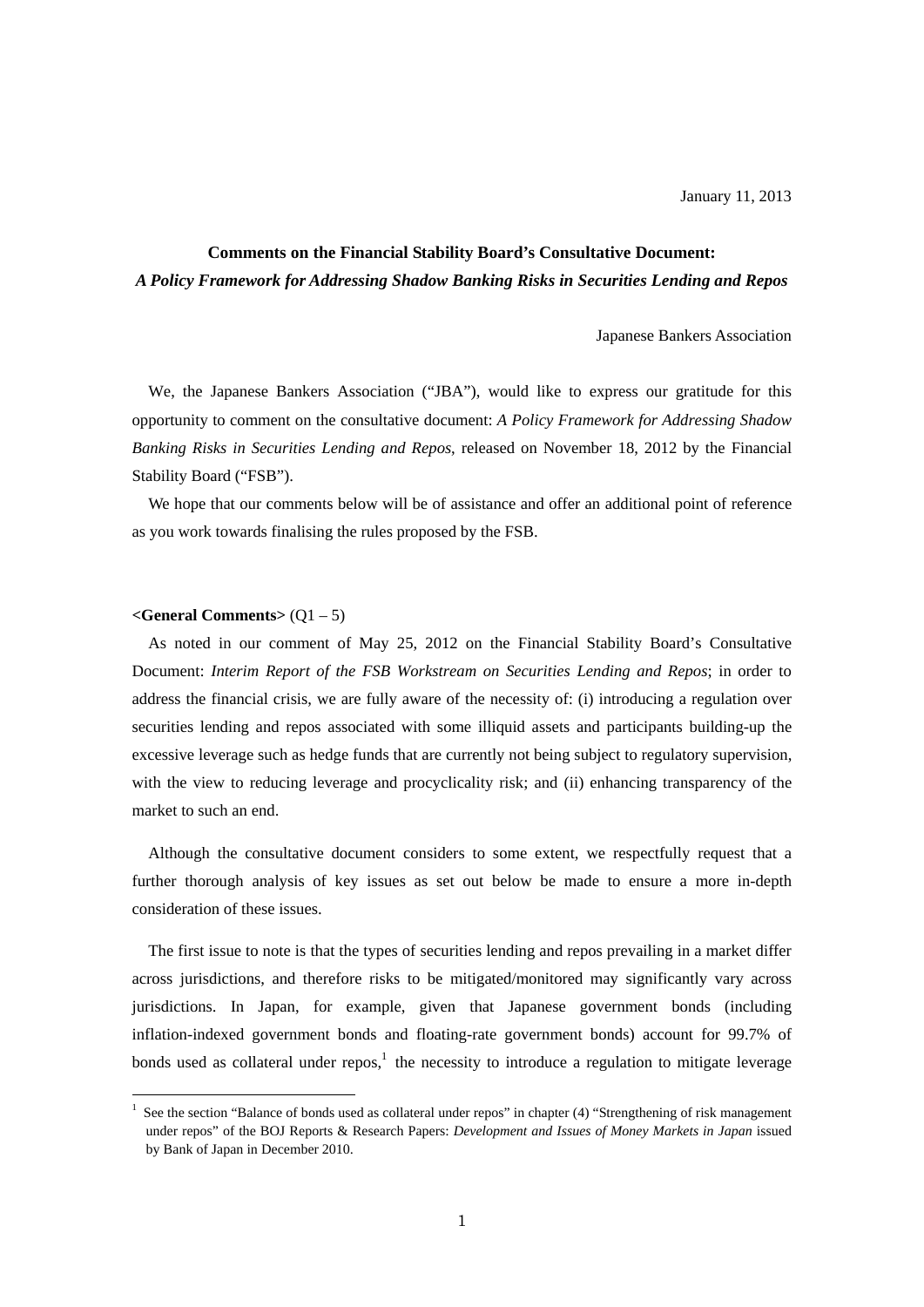January 11, 2013

**Comments on the Financial Stability Board's Consultative Document:**
***A Policy Framework for Addressing Shadow Banking Risks in Securities Lending and Repos***

Japanese Bankers Association

We, the Japanese Bankers Association ("JBA"), would like to express our gratitude for this opportunity to comment on the consultative document: *A Policy Framework for Addressing Shadow Banking Risks in Securities Lending and Repos*, released on November 18, 2012 by the Financial Stability Board ("FSB").

We hope that our comments below will be of assistance and offer an additional point of reference as you work towards finalising the rules proposed by the FSB.

**<General Comments>** (Q1 – 5)

As noted in our comment of May 25, 2012 on the Financial Stability Board's Consultative Document: *Interim Report of the FSB Workstream on Securities Lending and Repos*; in order to address the financial crisis, we are fully aware of the necessity of: (i) introducing a regulation over securities lending and repos associated with some illiquid assets and participants building-up the excessive leverage such as hedge funds that are currently not being subject to regulatory supervision, with the view to reducing leverage and procyclicality risk; and (ii) enhancing transparency of the market to such an end.

Although the consultative document considers to some extent, we respectfully request that a further thorough analysis of key issues as set out below be made to ensure a more in-depth consideration of these issues.

The first issue to note is that the types of securities lending and repos prevailing in a market differ across jurisdictions, and therefore risks to be mitigated/monitored may significantly vary across jurisdictions. In Japan, for example, given that Japanese government bonds (including inflation-indexed government bonds and floating-rate government bonds) account for 99.7% of bonds used as collateral under repos,[1] the necessity to introduce a regulation to mitigate leverage

[1] See the section "Balance of bonds used as collateral under repos" in chapter (4) "Strengthening of risk management under repos" of the BOJ Reports & Research Papers: *Development and Issues of Money Markets in Japan* issued by Bank of Japan in December 2010.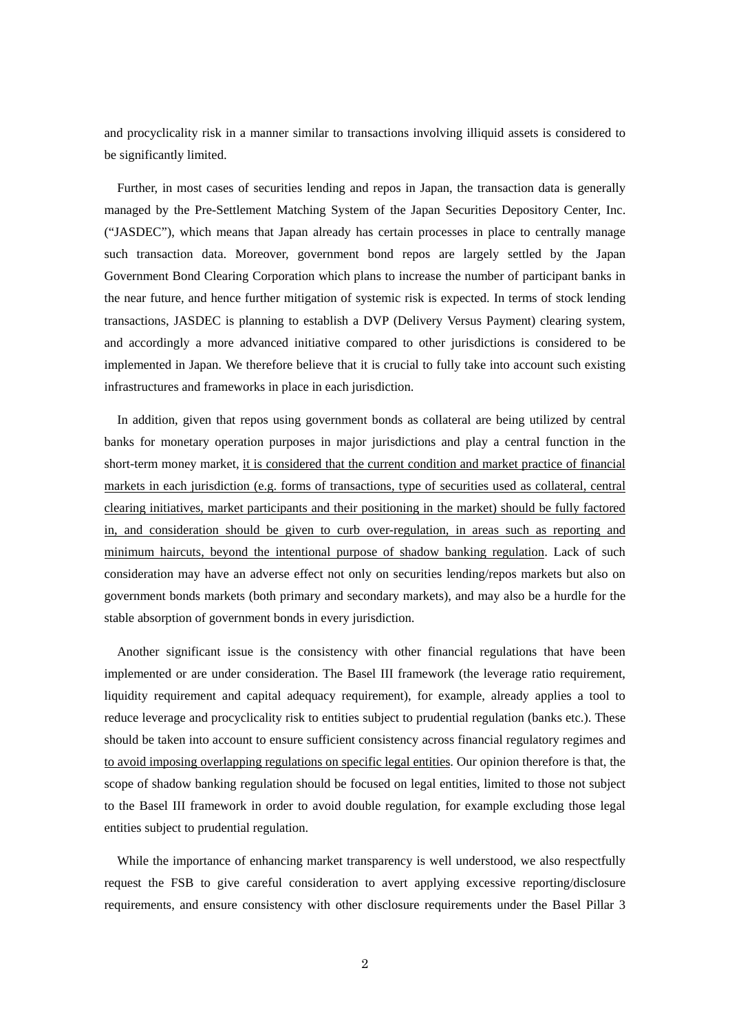and procyclicality risk in a manner similar to transactions involving illiquid assets is considered to be significantly limited.

Further, in most cases of securities lending and repos in Japan, the transaction data is generally managed by the Pre-Settlement Matching System of the Japan Securities Depository Center, Inc. ("JASDEC"), which means that Japan already has certain processes in place to centrally manage such transaction data. Moreover, government bond repos are largely settled by the Japan Government Bond Clearing Corporation which plans to increase the number of participant banks in the near future, and hence further mitigation of systemic risk is expected. In terms of stock lending transactions, JASDEC is planning to establish a DVP (Delivery Versus Payment) clearing system, and accordingly a more advanced initiative compared to other jurisdictions is considered to be implemented in Japan. We therefore believe that it is crucial to fully take into account such existing infrastructures and frameworks in place in each jurisdiction.

In addition, given that repos using government bonds as collateral are being utilized by central banks for monetary operation purposes in major jurisdictions and play a central function in the short-term money market, <u>it is considered that the current condition and market practice of financial markets in each jurisdiction (e.g. forms of transactions, type of securities used as collateral, central clearing initiatives, market participants and their positioning in the market) should be fully factored in, and consideration should be given to curb over-regulation, in areas such as reporting and minimum haircuts, beyond the intentional purpose of shadow banking regulation</u>. Lack of such consideration may have an adverse effect not only on securities lending/repos markets but also on government bonds markets (both primary and secondary markets), and may also be a hurdle for the stable absorption of government bonds in every jurisdiction.

Another significant issue is the consistency with other financial regulations that have been implemented or are under consideration. The Basel III framework (the leverage ratio requirement, liquidity requirement and capital adequacy requirement), for example, already applies a tool to reduce leverage and procyclicality risk to entities subject to prudential regulation (banks etc.). These should be taken into account to ensure sufficient consistency across financial regulatory regimes and <u>to avoid imposing overlapping regulations on specific legal entities</u>. Our opinion therefore is that, the scope of shadow banking regulation should be focused on legal entities, limited to those not subject to the Basel III framework in order to avoid double regulation, for example excluding those legal entities subject to prudential regulation.

While the importance of enhancing market transparency is well understood, we also respectfully request the FSB to give careful consideration to avert applying excessive reporting/disclosure requirements, and ensure consistency with other disclosure requirements under the Basel Pillar 3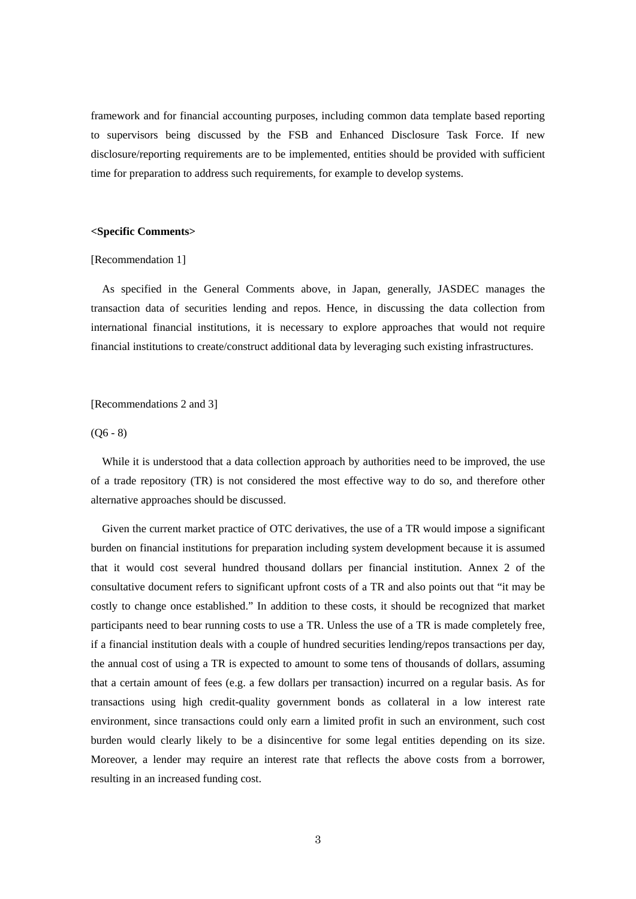framework and for financial accounting purposes, including common data template based reporting to supervisors being discussed by the FSB and Enhanced Disclosure Task Force. If new disclosure/reporting requirements are to be implemented, entities should be provided with sufficient time for preparation to address such requirements, for example to develop systems.

**<Specific Comments>**

[Recommendation 1]

As specified in the General Comments above, in Japan, generally, JASDEC manages the transaction data of securities lending and repos. Hence, in discussing the data collection from international financial institutions, it is necessary to explore approaches that would not require financial institutions to create/construct additional data by leveraging such existing infrastructures.

[Recommendations 2 and 3]

(Q6 - 8)

While it is understood that a data collection approach by authorities need to be improved, the use of a trade repository (TR) is not considered the most effective way to do so, and therefore other alternative approaches should be discussed.

Given the current market practice of OTC derivatives, the use of a TR would impose a significant burden on financial institutions for preparation including system development because it is assumed that it would cost several hundred thousand dollars per financial institution. Annex 2 of the consultative document refers to significant upfront costs of a TR and also points out that "it may be costly to change once established." In addition to these costs, it should be recognized that market participants need to bear running costs to use a TR. Unless the use of a TR is made completely free, if a financial institution deals with a couple of hundred securities lending/repos transactions per day, the annual cost of using a TR is expected to amount to some tens of thousands of dollars, assuming that a certain amount of fees (e.g. a few dollars per transaction) incurred on a regular basis. As for transactions using high credit-quality government bonds as collateral in a low interest rate environment, since transactions could only earn a limited profit in such an environment, such cost burden would clearly likely to be a disincentive for some legal entities depending on its size. Moreover, a lender may require an interest rate that reflects the above costs from a borrower, resulting in an increased funding cost.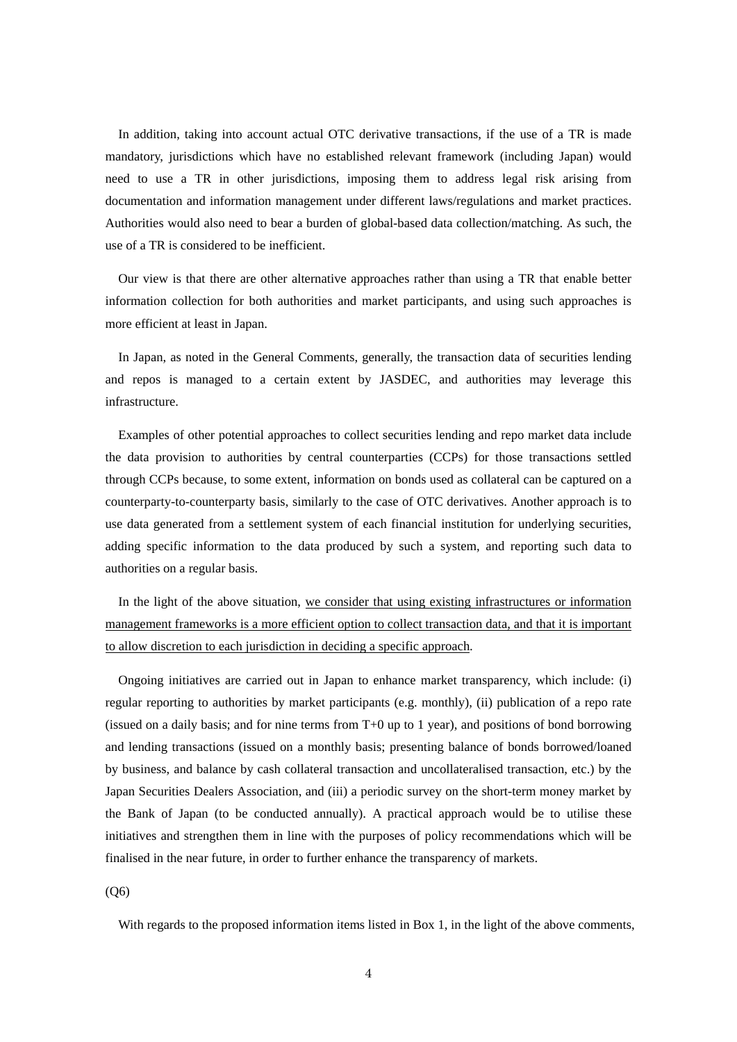In addition, taking into account actual OTC derivative transactions, if the use of a TR is made mandatory, jurisdictions which have no established relevant framework (including Japan) would need to use a TR in other jurisdictions, imposing them to address legal risk arising from documentation and information management under different laws/regulations and market practices. Authorities would also need to bear a burden of global-based data collection/matching. As such, the use of a TR is considered to be inefficient.

Our view is that there are other alternative approaches rather than using a TR that enable better information collection for both authorities and market participants, and using such approaches is more efficient at least in Japan.

In Japan, as noted in the General Comments, generally, the transaction data of securities lending and repos is managed to a certain extent by JASDEC, and authorities may leverage this infrastructure.

Examples of other potential approaches to collect securities lending and repo market data include the data provision to authorities by central counterparties (CCPs) for those transactions settled through CCPs because, to some extent, information on bonds used as collateral can be captured on a counterparty-to-counterparty basis, similarly to the case of OTC derivatives. Another approach is to use data generated from a settlement system of each financial institution for underlying securities, adding specific information to the data produced by such a system, and reporting such data to authorities on a regular basis.

In the light of the above situation, <u>we consider that using existing infrastructures or information management frameworks is a more efficient option to collect transaction data, and that it is important to allow discretion to each jurisdiction in deciding a specific approach</u>.

Ongoing initiatives are carried out in Japan to enhance market transparency, which include: (i) regular reporting to authorities by market participants (e.g. monthly), (ii) publication of a repo rate (issued on a daily basis; and for nine terms from T+0 up to 1 year), and positions of bond borrowing and lending transactions (issued on a monthly basis; presenting balance of bonds borrowed/loaned by business, and balance by cash collateral transaction and uncollateralised transaction, etc.) by the Japan Securities Dealers Association, and (iii) a periodic survey on the short-term money market by the Bank of Japan (to be conducted annually). A practical approach would be to utilise these initiatives and strengthen them in line with the purposes of policy recommendations which will be finalised in the near future, in order to further enhance the transparency of markets.

(Q6)

With regards to the proposed information items listed in Box 1, in the light of the above comments,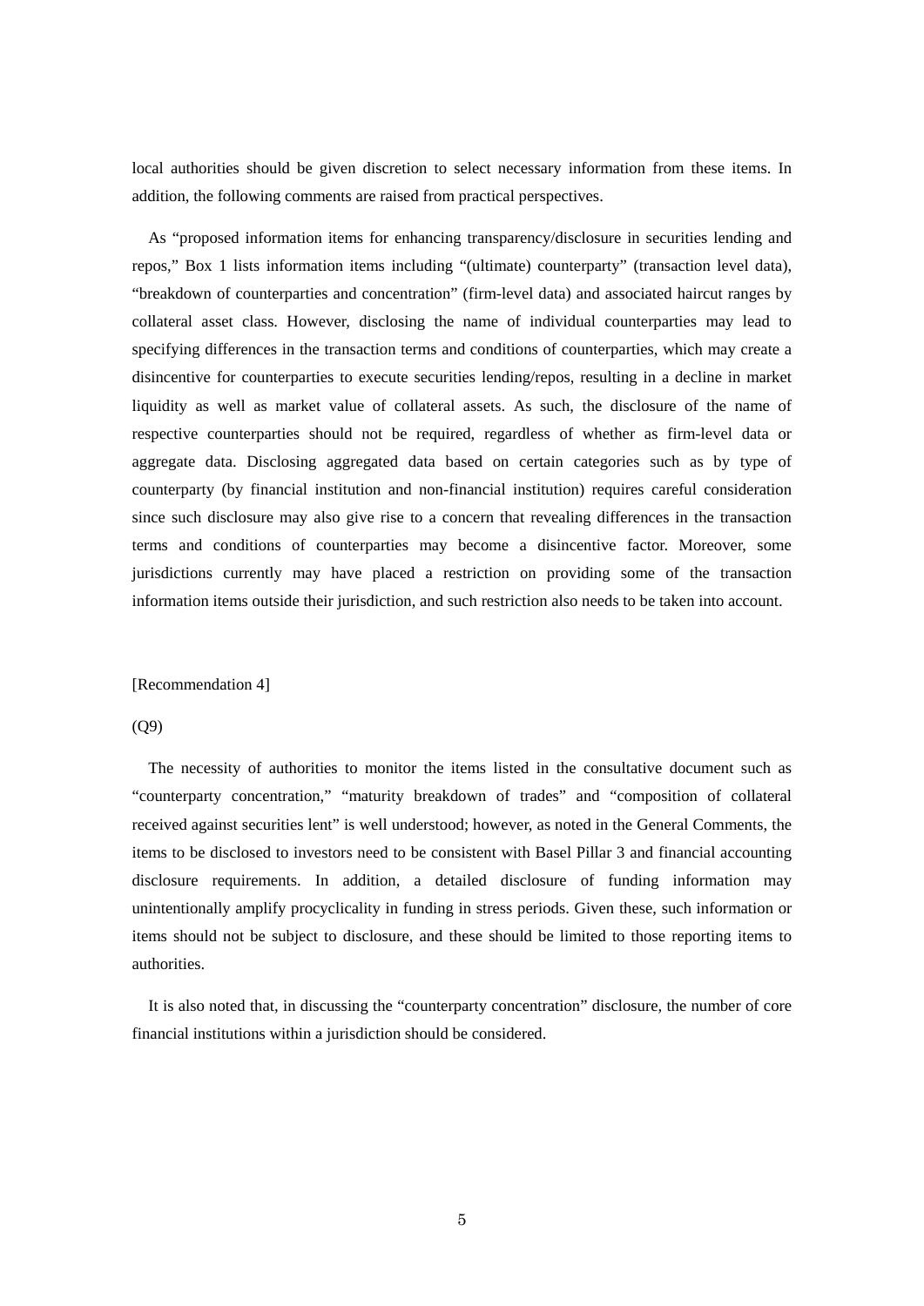local authorities should be given discretion to select necessary information from these items. In addition, the following comments are raised from practical perspectives.

As "proposed information items for enhancing transparency/disclosure in securities lending and repos," Box 1 lists information items including "(ultimate) counterparty" (transaction level data), "breakdown of counterparties and concentration" (firm-level data) and associated haircut ranges by collateral asset class. However, disclosing the name of individual counterparties may lead to specifying differences in the transaction terms and conditions of counterparties, which may create a disincentive for counterparties to execute securities lending/repos, resulting in a decline in market liquidity as well as market value of collateral assets. As such, the disclosure of the name of respective counterparties should not be required, regardless of whether as firm-level data or aggregate data. Disclosing aggregated data based on certain categories such as by type of counterparty (by financial institution and non-financial institution) requires careful consideration since such disclosure may also give rise to a concern that revealing differences in the transaction terms and conditions of counterparties may become a disincentive factor. Moreover, some jurisdictions currently may have placed a restriction on providing some of the transaction information items outside their jurisdiction, and such restriction also needs to be taken into account.

[Recommendation 4]

(Q9)

The necessity of authorities to monitor the items listed in the consultative document such as "counterparty concentration," "maturity breakdown of trades" and "composition of collateral received against securities lent" is well understood; however, as noted in the General Comments, the items to be disclosed to investors need to be consistent with Basel Pillar 3 and financial accounting disclosure requirements. In addition, a detailed disclosure of funding information may unintentionally amplify procyclicality in funding in stress periods. Given these, such information or items should not be subject to disclosure, and these should be limited to those reporting items to authorities.

It is also noted that, in discussing the "counterparty concentration" disclosure, the number of core financial institutions within a jurisdiction should be considered.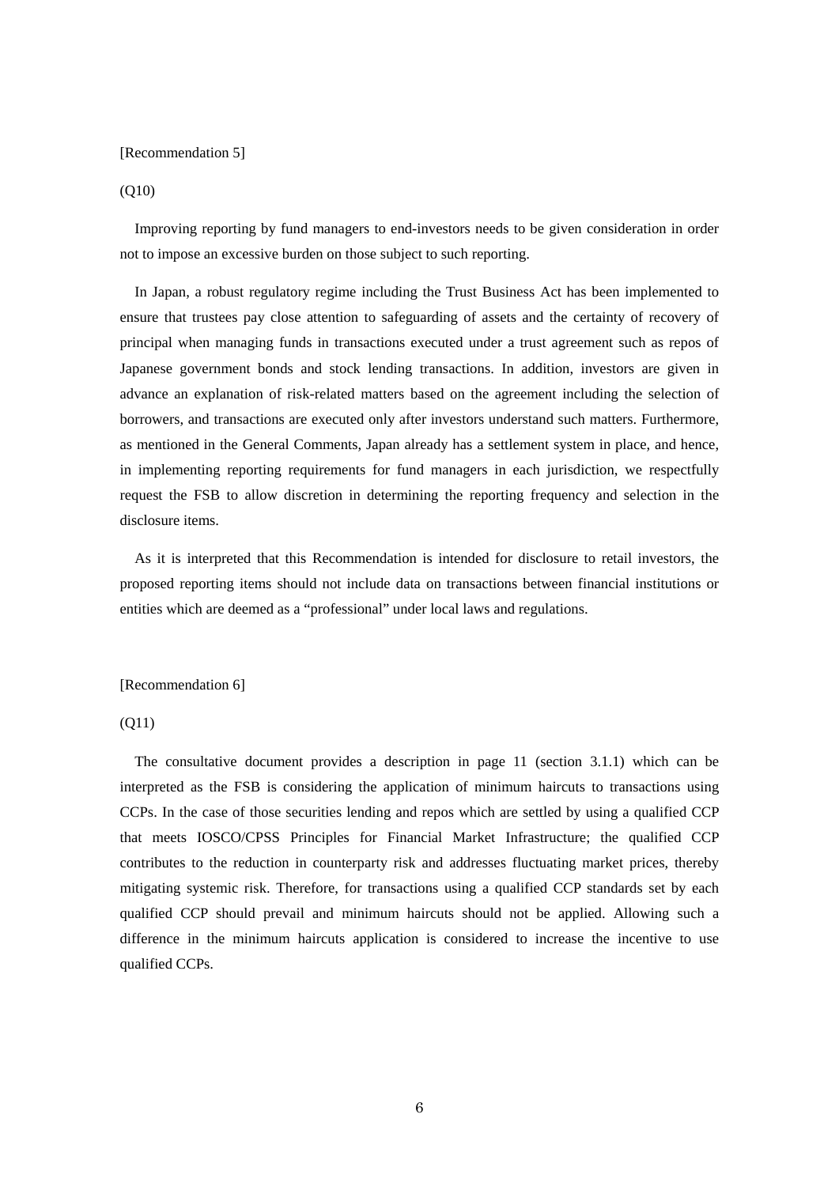[Recommendation 5]

(Q10)

Improving reporting by fund managers to end-investors needs to be given consideration in order not to impose an excessive burden on those subject to such reporting.

In Japan, a robust regulatory regime including the Trust Business Act has been implemented to ensure that trustees pay close attention to safeguarding of assets and the certainty of recovery of principal when managing funds in transactions executed under a trust agreement such as repos of Japanese government bonds and stock lending transactions. In addition, investors are given in advance an explanation of risk-related matters based on the agreement including the selection of borrowers, and transactions are executed only after investors understand such matters. Furthermore, as mentioned in the General Comments, Japan already has a settlement system in place, and hence, in implementing reporting requirements for fund managers in each jurisdiction, we respectfully request the FSB to allow discretion in determining the reporting frequency and selection in the disclosure items.

As it is interpreted that this Recommendation is intended for disclosure to retail investors, the proposed reporting items should not include data on transactions between financial institutions or entities which are deemed as a "professional" under local laws and regulations.

[Recommendation 6]

(Q11)

The consultative document provides a description in page 11 (section 3.1.1) which can be interpreted as the FSB is considering the application of minimum haircuts to transactions using CCPs. In the case of those securities lending and repos which are settled by using a qualified CCP that meets IOSCO/CPSS Principles for Financial Market Infrastructure; the qualified CCP contributes to the reduction in counterparty risk and addresses fluctuating market prices, thereby mitigating systemic risk. Therefore, for transactions using a qualified CCP standards set by each qualified CCP should prevail and minimum haircuts should not be applied. Allowing such a difference in the minimum haircuts application is considered to increase the incentive to use qualified CCPs.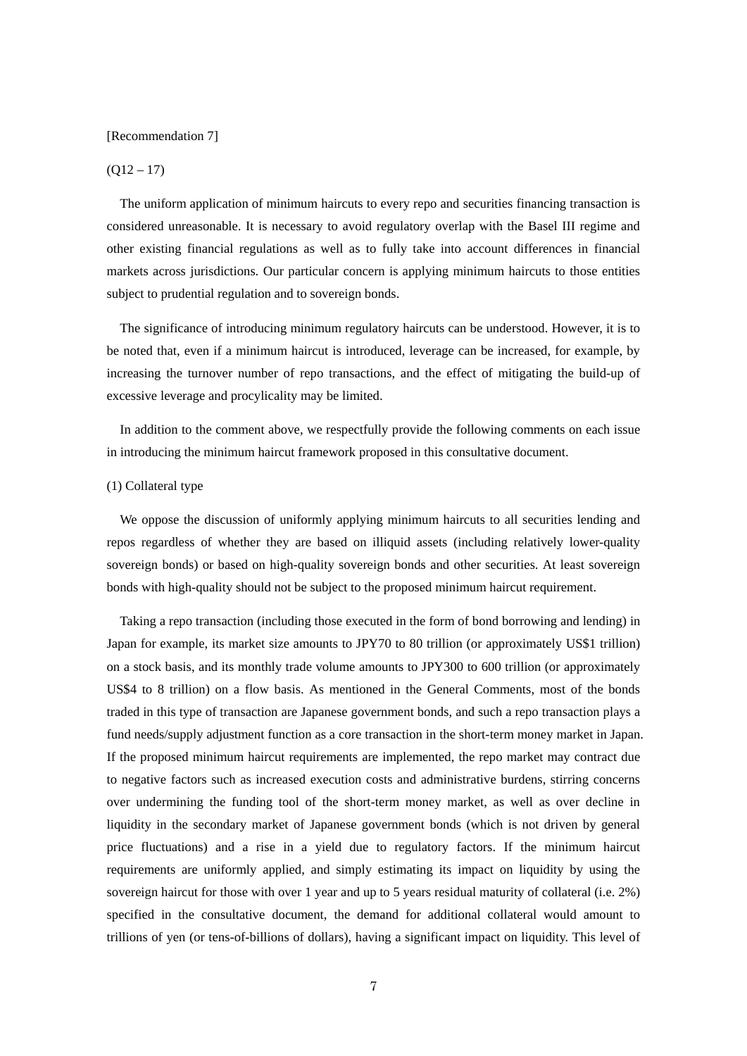[Recommendation 7]

(Q12 – 17)

The uniform application of minimum haircuts to every repo and securities financing transaction is considered unreasonable. It is necessary to avoid regulatory overlap with the Basel III regime and other existing financial regulations as well as to fully take into account differences in financial markets across jurisdictions. Our particular concern is applying minimum haircuts to those entities subject to prudential regulation and to sovereign bonds.

The significance of introducing minimum regulatory haircuts can be understood. However, it is to be noted that, even if a minimum haircut is introduced, leverage can be increased, for example, by increasing the turnover number of repo transactions, and the effect of mitigating the build-up of excessive leverage and procylicality may be limited.

In addition to the comment above, we respectfully provide the following comments on each issue in introducing the minimum haircut framework proposed in this consultative document.

(1) Collateral type

We oppose the discussion of uniformly applying minimum haircuts to all securities lending and repos regardless of whether they are based on illiquid assets (including relatively lower-quality sovereign bonds) or based on high-quality sovereign bonds and other securities. At least sovereign bonds with high-quality should not be subject to the proposed minimum haircut requirement.

Taking a repo transaction (including those executed in the form of bond borrowing and lending) in Japan for example, its market size amounts to JPY70 to 80 trillion (or approximately US$1 trillion) on a stock basis, and its monthly trade volume amounts to JPY300 to 600 trillion (or approximately US$4 to 8 trillion) on a flow basis. As mentioned in the General Comments, most of the bonds traded in this type of transaction are Japanese government bonds, and such a repo transaction plays a fund needs/supply adjustment function as a core transaction in the short-term money market in Japan. If the proposed minimum haircut requirements are implemented, the repo market may contract due to negative factors such as increased execution costs and administrative burdens, stirring concerns over undermining the funding tool of the short-term money market, as well as over decline in liquidity in the secondary market of Japanese government bonds (which is not driven by general price fluctuations) and a rise in a yield due to regulatory factors. If the minimum haircut requirements are uniformly applied, and simply estimating its impact on liquidity by using the sovereign haircut for those with over 1 year and up to 5 years residual maturity of collateral (i.e. 2%) specified in the consultative document, the demand for additional collateral would amount to trillions of yen (or tens-of-billions of dollars), having a significant impact on liquidity. This level of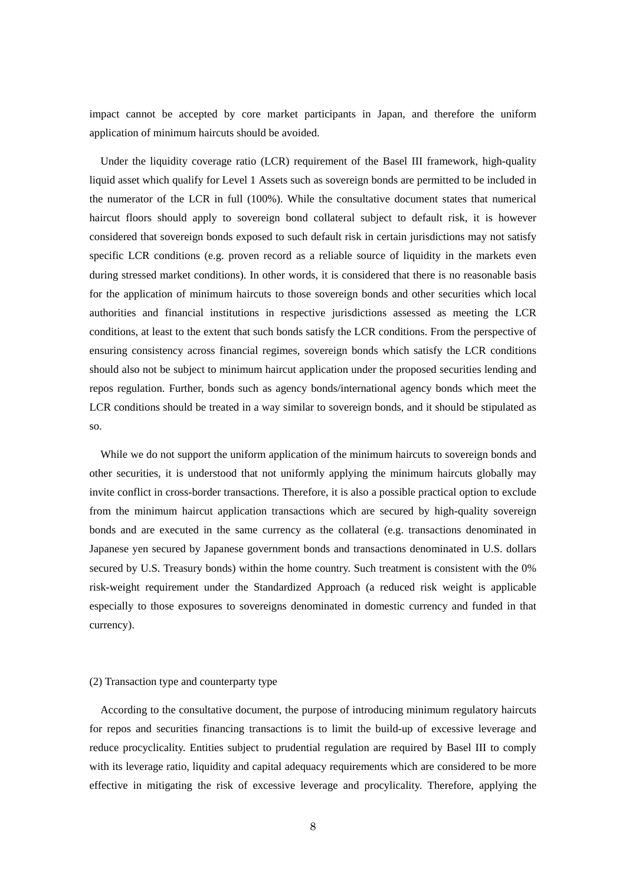impact cannot be accepted by core market participants in Japan, and therefore the uniform application of minimum haircuts should be avoided.

Under the liquidity coverage ratio (LCR) requirement of the Basel III framework, high-quality liquid asset which qualify for Level 1 Assets such as sovereign bonds are permitted to be included in the numerator of the LCR in full (100%). While the consultative document states that numerical haircut floors should apply to sovereign bond collateral subject to default risk, it is however considered that sovereign bonds exposed to such default risk in certain jurisdictions may not satisfy specific LCR conditions (e.g. proven record as a reliable source of liquidity in the markets even during stressed market conditions). In other words, it is considered that there is no reasonable basis for the application of minimum haircuts to those sovereign bonds and other securities which local authorities and financial institutions in respective jurisdictions assessed as meeting the LCR conditions, at least to the extent that such bonds satisfy the LCR conditions. From the perspective of ensuring consistency across financial regimes, sovereign bonds which satisfy the LCR conditions should also not be subject to minimum haircut application under the proposed securities lending and repos regulation. Further, bonds such as agency bonds/international agency bonds which meet the LCR conditions should be treated in a way similar to sovereign bonds, and it should be stipulated as so.

While we do not support the uniform application of the minimum haircuts to sovereign bonds and other securities, it is understood that not uniformly applying the minimum haircuts globally may invite conflict in cross-border transactions. Therefore, it is also a possible practical option to exclude from the minimum haircut application transactions which are secured by high-quality sovereign bonds and are executed in the same currency as the collateral (e.g. transactions denominated in Japanese yen secured by Japanese government bonds and transactions denominated in U.S. dollars secured by U.S. Treasury bonds) within the home country. Such treatment is consistent with the 0% risk-weight requirement under the Standardized Approach (a reduced risk weight is applicable especially to those exposures to sovereigns denominated in domestic currency and funded in that currency).

(2) Transaction type and counterparty type

According to the consultative document, the purpose of introducing minimum regulatory haircuts for repos and securities financing transactions is to limit the build-up of excessive leverage and reduce procyclicality. Entities subject to prudential regulation are required by Basel III to comply with its leverage ratio, liquidity and capital adequacy requirements which are considered to be more effective in mitigating the risk of excessive leverage and procylicality. Therefore, applying the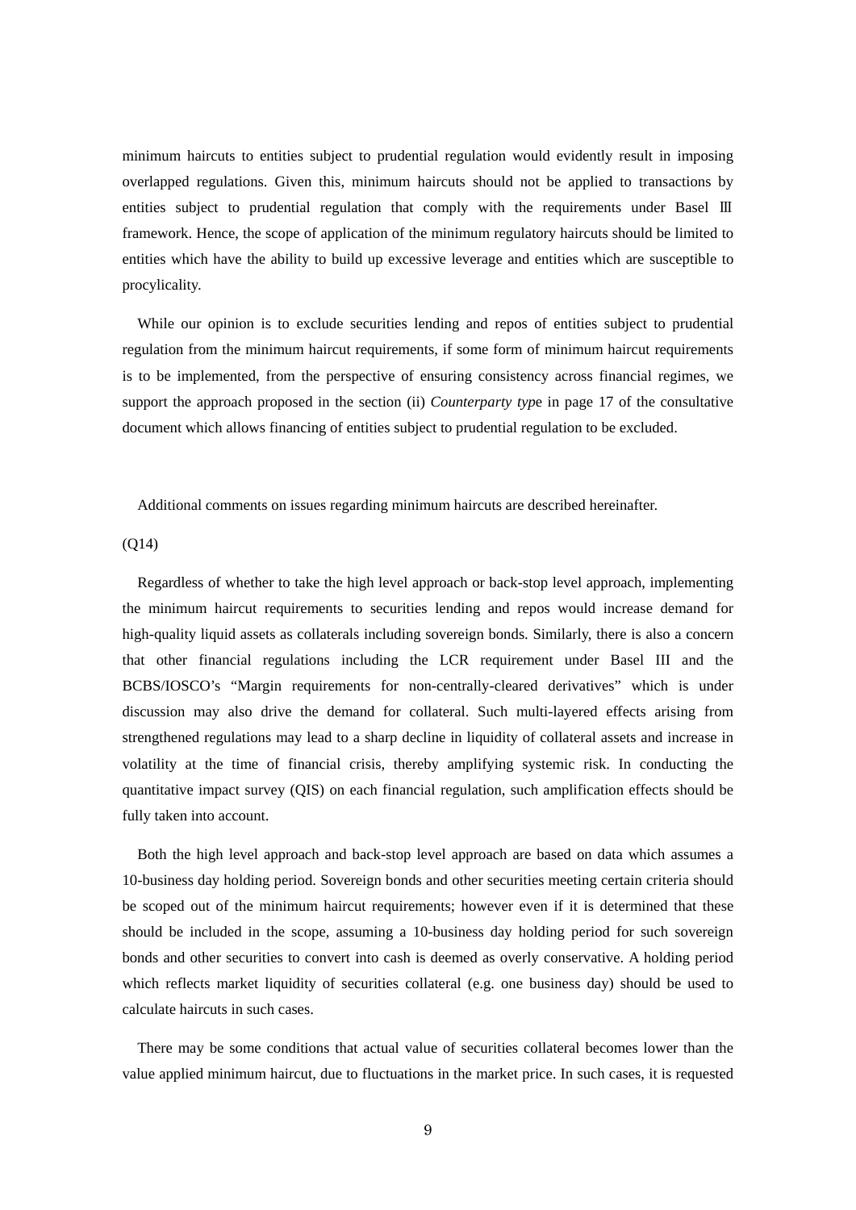minimum haircuts to entities subject to prudential regulation would evidently result in imposing overlapped regulations. Given this, minimum haircuts should not be applied to transactions by entities subject to prudential regulation that comply with the requirements under Basel Ⅲ framework. Hence, the scope of application of the minimum regulatory haircuts should be limited to entities which have the ability to build up excessive leverage and entities which are susceptible to procylicality.

While our opinion is to exclude securities lending and repos of entities subject to prudential regulation from the minimum haircut requirements, if some form of minimum haircut requirements is to be implemented, from the perspective of ensuring consistency across financial regimes, we support the approach proposed in the section (ii) *Counterparty typ*e in page 17 of the consultative document which allows financing of entities subject to prudential regulation to be excluded.

Additional comments on issues regarding minimum haircuts are described hereinafter.

(Q14)

Regardless of whether to take the high level approach or back-stop level approach, implementing the minimum haircut requirements to securities lending and repos would increase demand for high-quality liquid assets as collaterals including sovereign bonds. Similarly, there is also a concern that other financial regulations including the LCR requirement under Basel III and the BCBS/IOSCO's "Margin requirements for non-centrally-cleared derivatives" which is under discussion may also drive the demand for collateral. Such multi-layered effects arising from strengthened regulations may lead to a sharp decline in liquidity of collateral assets and increase in volatility at the time of financial crisis, thereby amplifying systemic risk. In conducting the quantitative impact survey (QIS) on each financial regulation, such amplification effects should be fully taken into account.

Both the high level approach and back-stop level approach are based on data which assumes a 10-business day holding period. Sovereign bonds and other securities meeting certain criteria should be scoped out of the minimum haircut requirements; however even if it is determined that these should be included in the scope, assuming a 10-business day holding period for such sovereign bonds and other securities to convert into cash is deemed as overly conservative. A holding period which reflects market liquidity of securities collateral (e.g. one business day) should be used to calculate haircuts in such cases.

There may be some conditions that actual value of securities collateral becomes lower than the value applied minimum haircut, due to fluctuations in the market price. In such cases, it is requested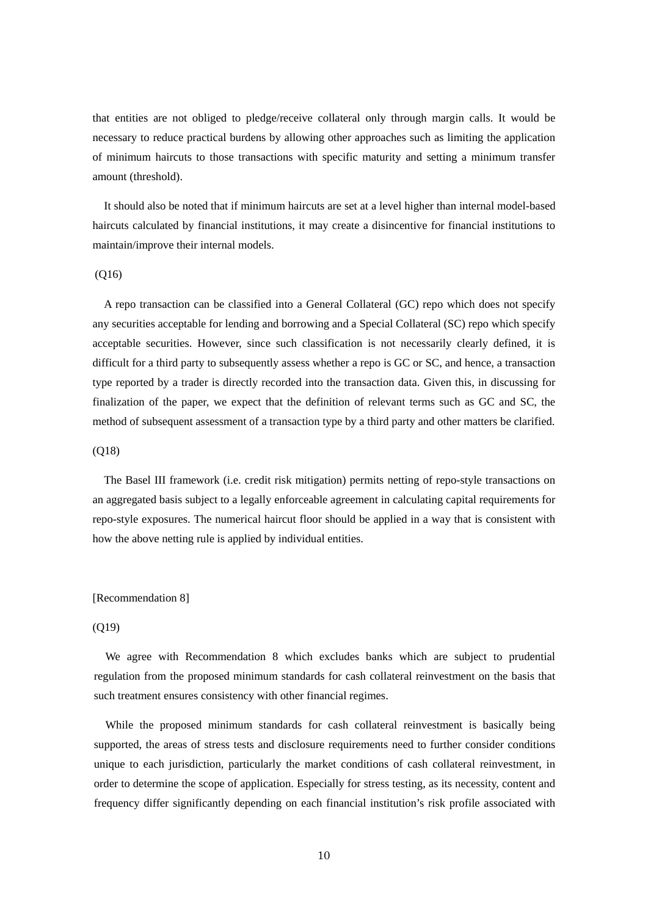that entities are not obliged to pledge/receive collateral only through margin calls. It would be necessary to reduce practical burdens by allowing other approaches such as limiting the application of minimum haircuts to those transactions with specific maturity and setting a minimum transfer amount (threshold).

It should also be noted that if minimum haircuts are set at a level higher than internal model-based haircuts calculated by financial institutions, it may create a disincentive for financial institutions to maintain/improve their internal models.

(Q16)

A repo transaction can be classified into a General Collateral (GC) repo which does not specify any securities acceptable for lending and borrowing and a Special Collateral (SC) repo which specify acceptable securities. However, since such classification is not necessarily clearly defined, it is difficult for a third party to subsequently assess whether a repo is GC or SC, and hence, a transaction type reported by a trader is directly recorded into the transaction data. Given this, in discussing for finalization of the paper, we expect that the definition of relevant terms such as GC and SC, the method of subsequent assessment of a transaction type by a third party and other matters be clarified.

(Q18)

The Basel III framework (i.e. credit risk mitigation) permits netting of repo-style transactions on an aggregated basis subject to a legally enforceable agreement in calculating capital requirements for repo-style exposures. The numerical haircut floor should be applied in a way that is consistent with how the above netting rule is applied by individual entities.

[Recommendation 8]

(Q19)

We agree with Recommendation 8 which excludes banks which are subject to prudential regulation from the proposed minimum standards for cash collateral reinvestment on the basis that such treatment ensures consistency with other financial regimes.

While the proposed minimum standards for cash collateral reinvestment is basically being supported, the areas of stress tests and disclosure requirements need to further consider conditions unique to each jurisdiction, particularly the market conditions of cash collateral reinvestment, in order to determine the scope of application. Especially for stress testing, as its necessity, content and frequency differ significantly depending on each financial institution's risk profile associated with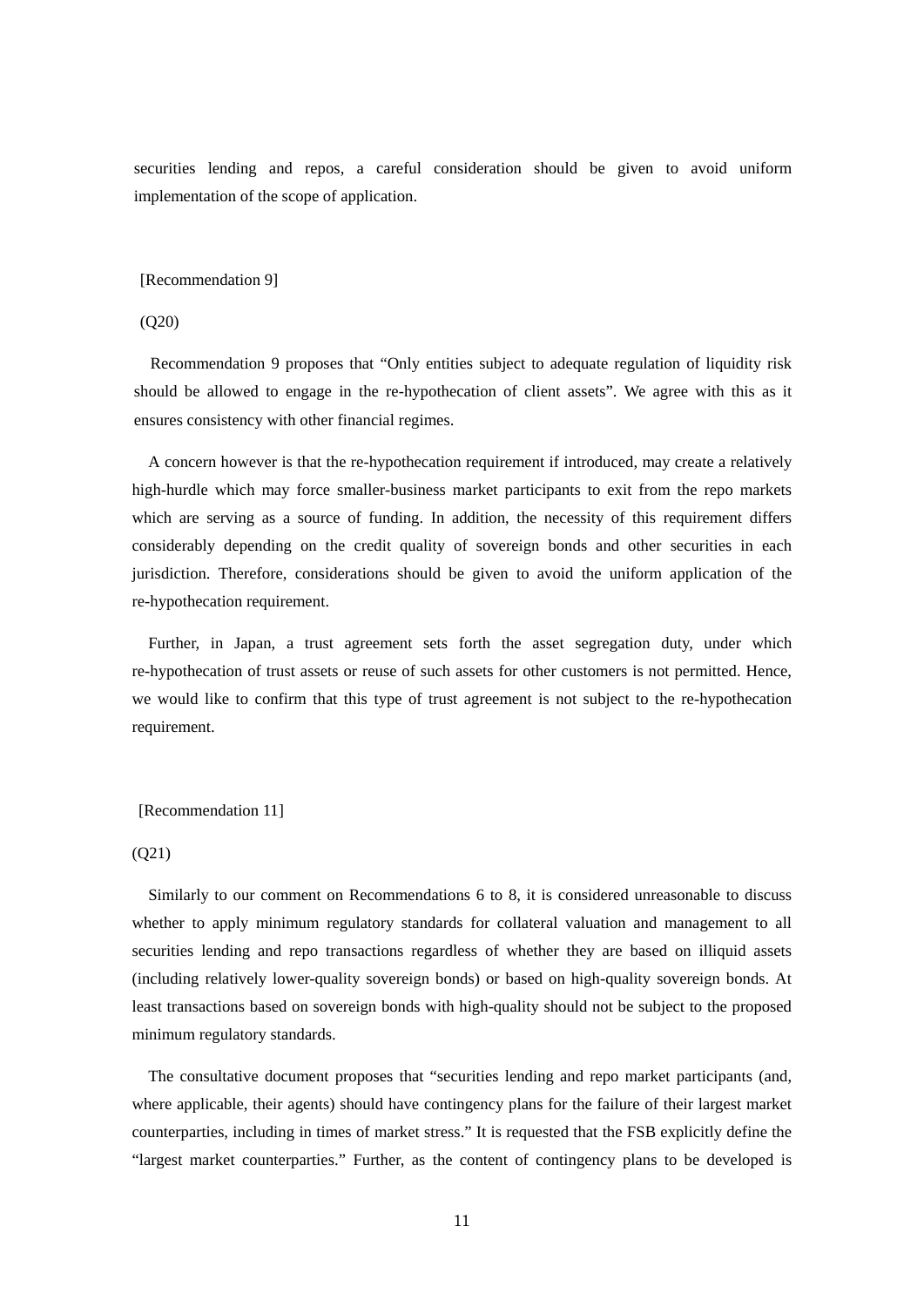securities lending and repos, a careful consideration should be given to avoid uniform implementation of the scope of application.

[Recommendation 9]

(Q20)

Recommendation 9 proposes that "Only entities subject to adequate regulation of liquidity risk should be allowed to engage in the re-hypothecation of client assets". We agree with this as it ensures consistency with other financial regimes.

A concern however is that the re-hypothecation requirement if introduced, may create a relatively high-hurdle which may force smaller-business market participants to exit from the repo markets which are serving as a source of funding. In addition, the necessity of this requirement differs considerably depending on the credit quality of sovereign bonds and other securities in each jurisdiction. Therefore, considerations should be given to avoid the uniform application of the re-hypothecation requirement.

Further, in Japan, a trust agreement sets forth the asset segregation duty, under which re-hypothecation of trust assets or reuse of such assets for other customers is not permitted. Hence, we would like to confirm that this type of trust agreement is not subject to the re-hypothecation requirement.

[Recommendation 11]

(Q21)

Similarly to our comment on Recommendations 6 to 8, it is considered unreasonable to discuss whether to apply minimum regulatory standards for collateral valuation and management to all securities lending and repo transactions regardless of whether they are based on illiquid assets (including relatively lower-quality sovereign bonds) or based on high-quality sovereign bonds. At least transactions based on sovereign bonds with high-quality should not be subject to the proposed minimum regulatory standards.

The consultative document proposes that "securities lending and repo market participants (and, where applicable, their agents) should have contingency plans for the failure of their largest market counterparties, including in times of market stress." It is requested that the FSB explicitly define the "largest market counterparties." Further, as the content of contingency plans to be developed is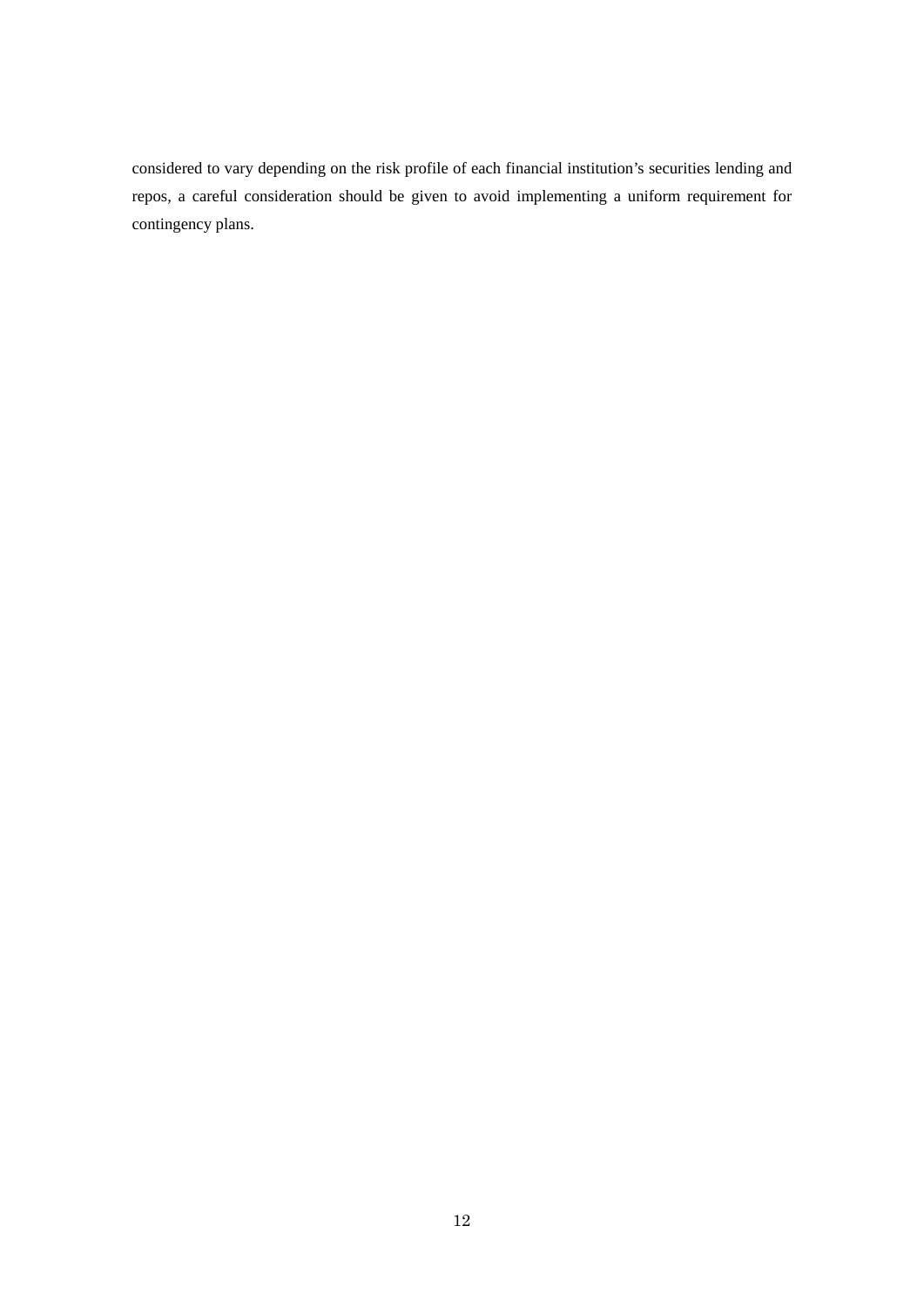considered to vary depending on the risk profile of each financial institution's securities lending and repos, a careful consideration should be given to avoid implementing a uniform requirement for contingency plans.